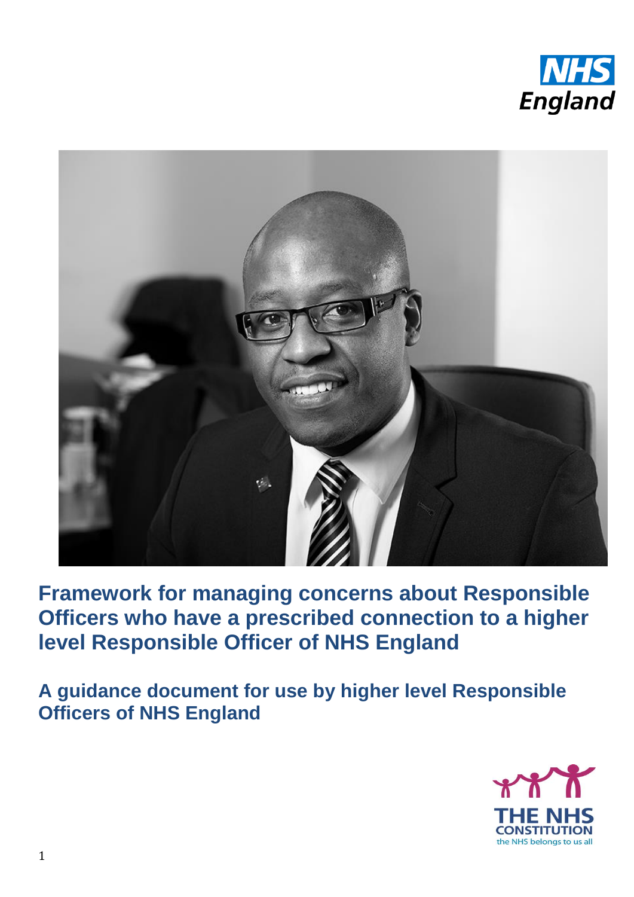NHS England

# Framework for managing concerns about Responsible Officers who have a prescribed connection to a higher level Responsible Officer of NHS England

## A guidance document for use by higher level Responsible Officers of NHS England

THE NHS CONSTITUTION
the NHS belongs to us all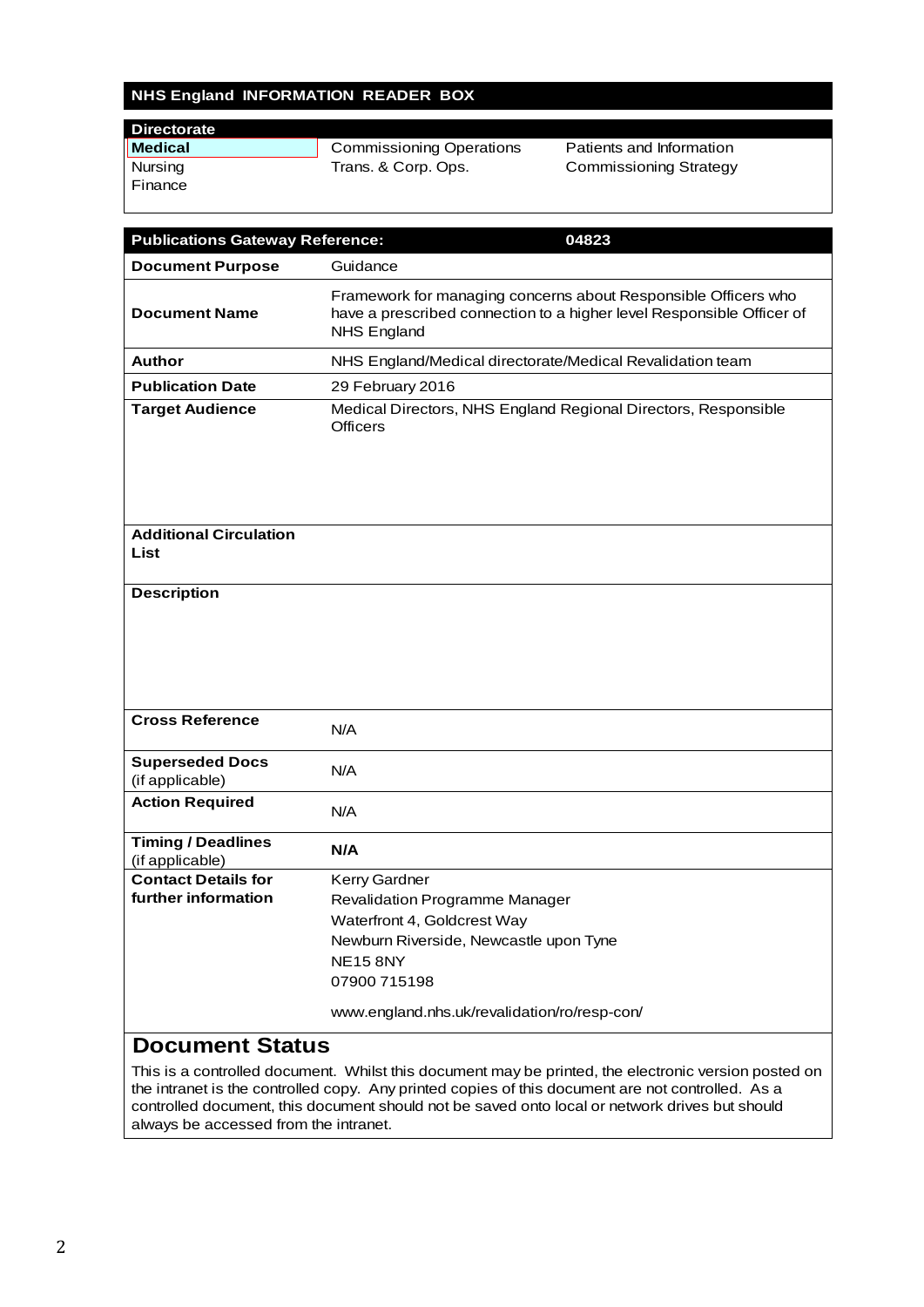## NHS England INFORMATION READER BOX

| Directorate | | |
|---|---|---|
| **Medical** | Commissioning Operations | Patients and Information |
| Nursing | Trans. & Corp. Ops. | Commissioning Strategy |
| Finance | | |

| **Publications Gateway Reference:** | **04823** |
|---|---|
| **Document Purpose** | Guidance |
| **Document Name** | Framework for managing concerns about Responsible Officers who have a prescribed connection to a higher level Responsible Officer of NHS England |
| **Author** | NHS England/Medical directorate/Medical Revalidation team |
| **Publication Date** | 29 February 2016 |
| **Target Audience** | Medical Directors, NHS England Regional Directors, Responsible Officers |
| **Additional Circulation List** | |
| **Description** | |
| **Cross Reference** | N/A |
| **Superseded Docs** (if applicable) | N/A |
| **Action Required** | N/A |
| **Timing / Deadlines** (if applicable) | **N/A** |
| **Contact Details for further information** | Kerry Gardner<br>Revalidation Programme Manager<br>Waterfront 4, Goldcrest Way<br>Newburn Riverside, Newcastle upon Tyne<br>NE15 8NY<br>07900 715198<br><br>www.england.nhs.uk/revalidation/ro/resp-con/ |

## Document Status

This is a controlled document. Whilst this document may be printed, the electronic version posted on the intranet is the controlled copy. Any printed copies of this document are not controlled. As a controlled document, this document should not be saved onto local or network drives but should always be accessed from the intranet.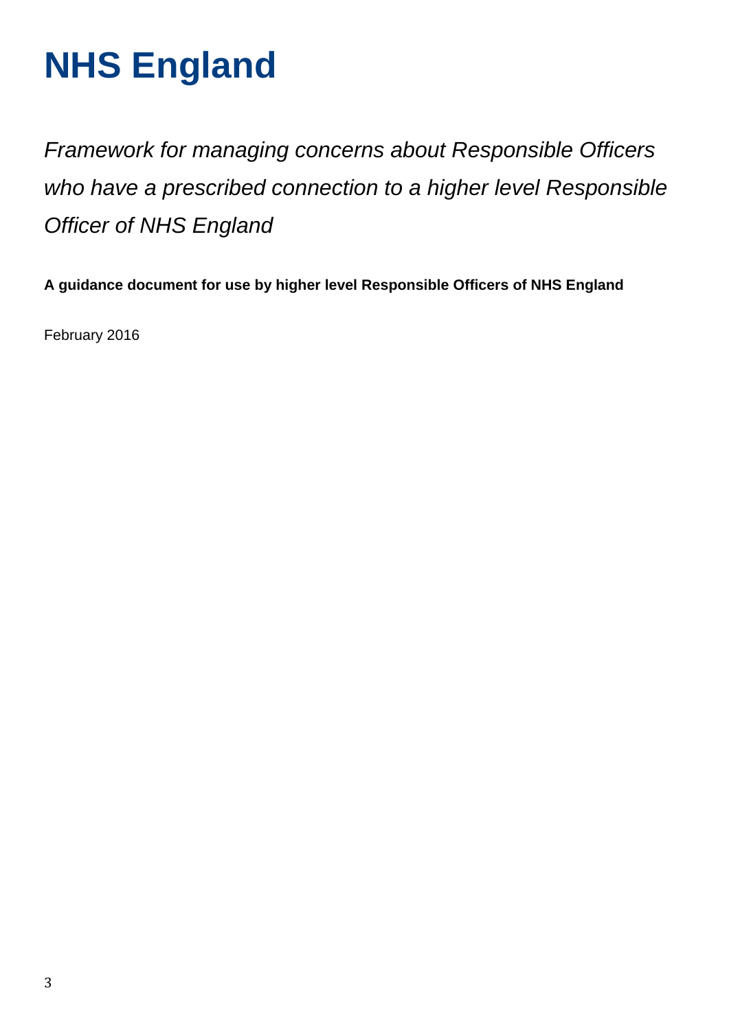# NHS England

*Framework for managing concerns about Responsible Officers who have a prescribed connection to a higher level Responsible Officer of NHS England*

**A guidance document for use by higher level Responsible Officers of NHS England**

February 2016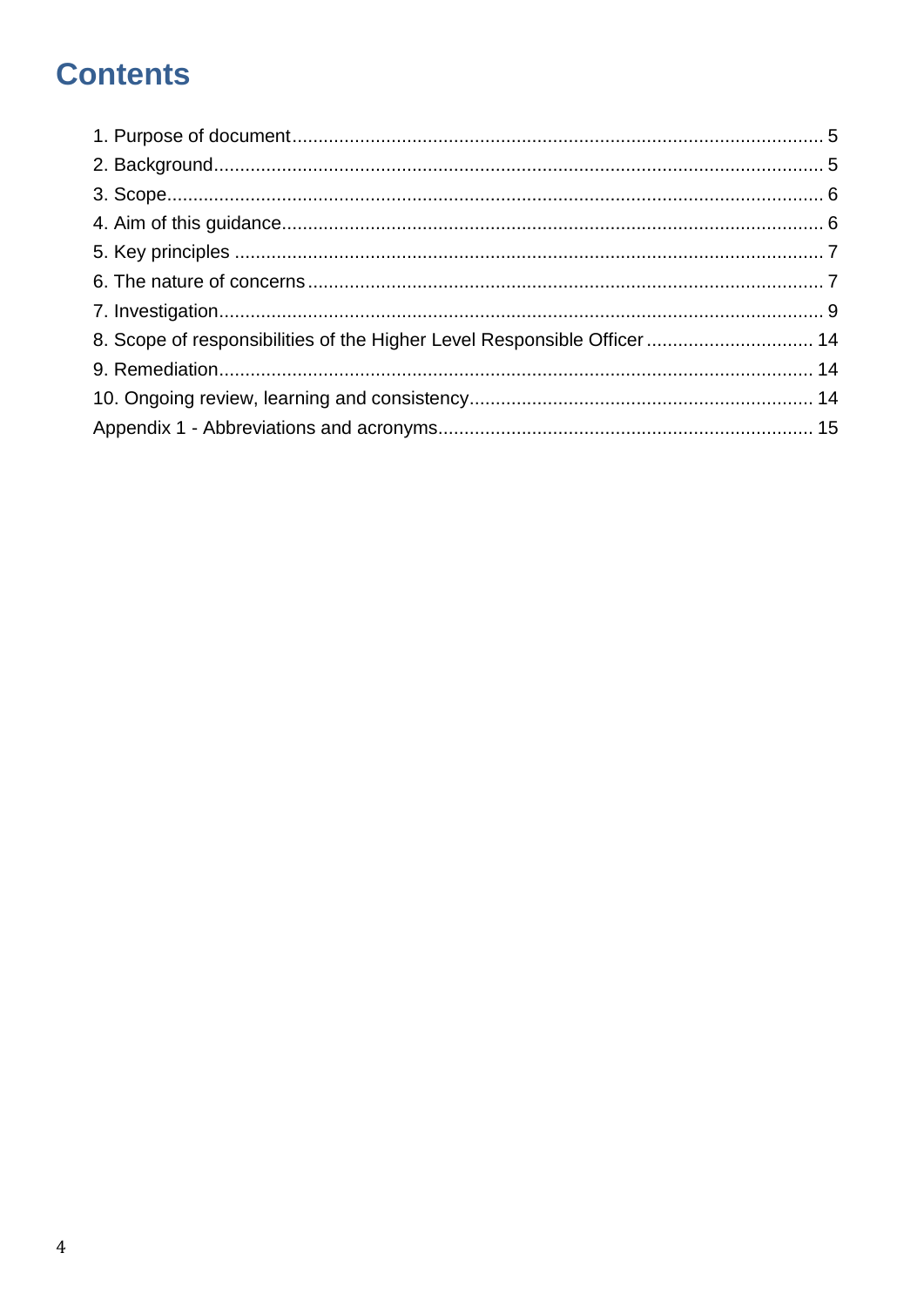# Contents

1. Purpose of document .......... 5
2. Background .......... 5
3. Scope .......... 6
4. Aim of this guidance .......... 6
5. Key principles .......... 7
6. The nature of concerns .......... 7
7. Investigation .......... 9
8. Scope of responsibilities of the Higher Level Responsible Officer .......... 14
9. Remediation .......... 14
10. Ongoing review, learning and consistency .......... 14

Appendix 1 - Abbreviations and acronyms .......... 15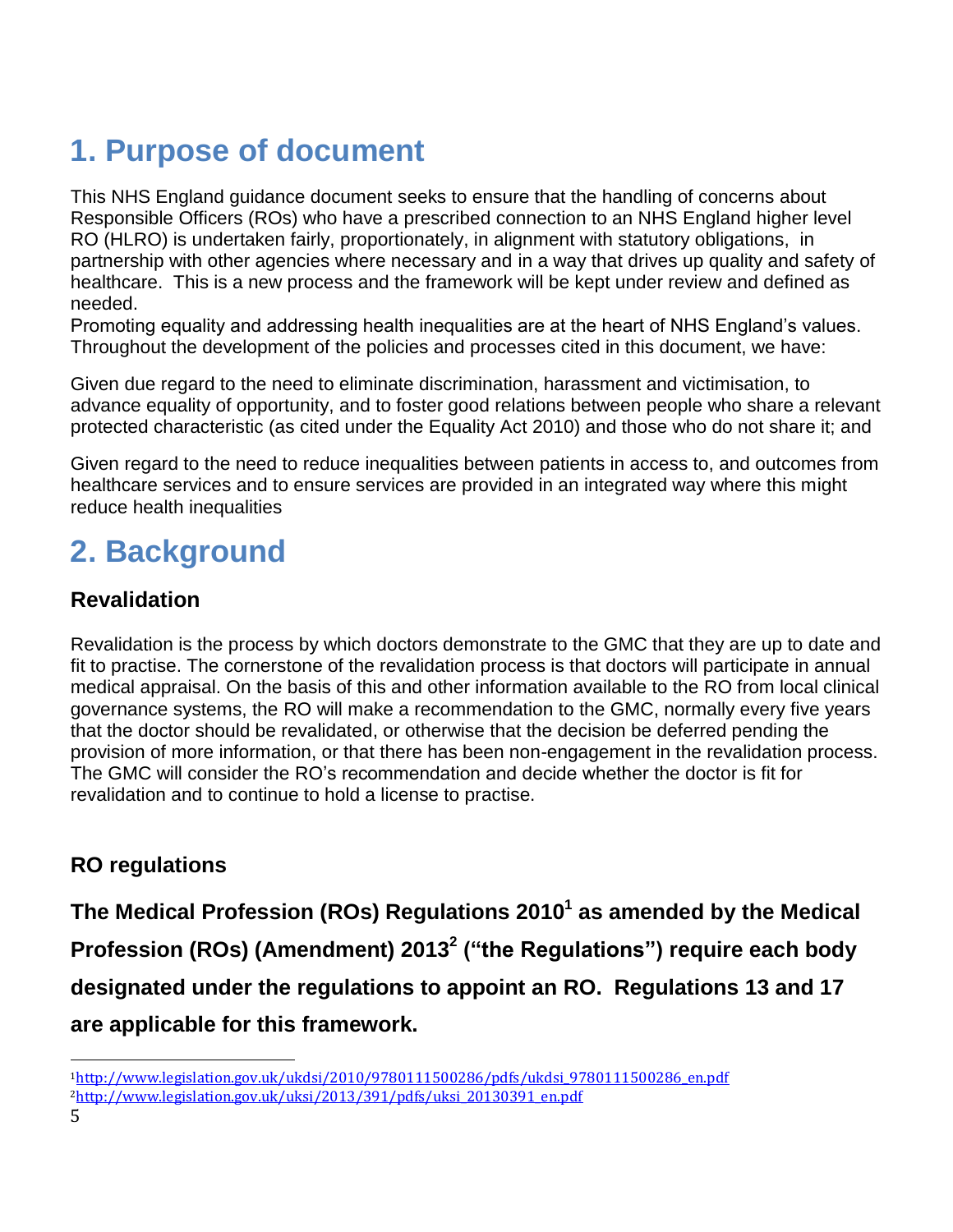# 1. Purpose of document

This NHS England guidance document seeks to ensure that the handling of concerns about Responsible Officers (ROs) who have a prescribed connection to an NHS England higher level RO (HLRO) is undertaken fairly, proportionately, in alignment with statutory obligations, in partnership with other agencies where necessary and in a way that drives up quality and safety of healthcare. This is a new process and the framework will be kept under review and defined as needed.

Promoting equality and addressing health inequalities are at the heart of NHS England's values. Throughout the development of the policies and processes cited in this document, we have:

Given due regard to the need to eliminate discrimination, harassment and victimisation, to advance equality of opportunity, and to foster good relations between people who share a relevant protected characteristic (as cited under the Equality Act 2010) and those who do not share it; and

Given regard to the need to reduce inequalities between patients in access to, and outcomes from healthcare services and to ensure services are provided in an integrated way where this might reduce health inequalities

# 2. Background

### Revalidation

Revalidation is the process by which doctors demonstrate to the GMC that they are up to date and fit to practise. The cornerstone of the revalidation process is that doctors will participate in annual medical appraisal. On the basis of this and other information available to the RO from local clinical governance systems, the RO will make a recommendation to the GMC, normally every five years that the doctor should be revalidated, or otherwise that the decision be deferred pending the provision of more information, or that there has been non-engagement in the revalidation process. The GMC will consider the RO's recommendation and decide whether the doctor is fit for revalidation and to continue to hold a license to practise.

### RO regulations

**The Medical Profession (ROs) Regulations 2010[1] as amended by the Medical Profession (ROs) (Amendment) 2013[2] ("the Regulations") require each body designated under the regulations to appoint an RO. Regulations 13 and 17 are applicable for this framework.**

[1]http://www.legislation.gov.uk/ukdsi/2010/9780111500286/pdfs/ukdsi_9780111500286_en.pdf

[2]http://www.legislation.gov.uk/uksi/2013/391/pdfs/uksi_20130391_en.pdf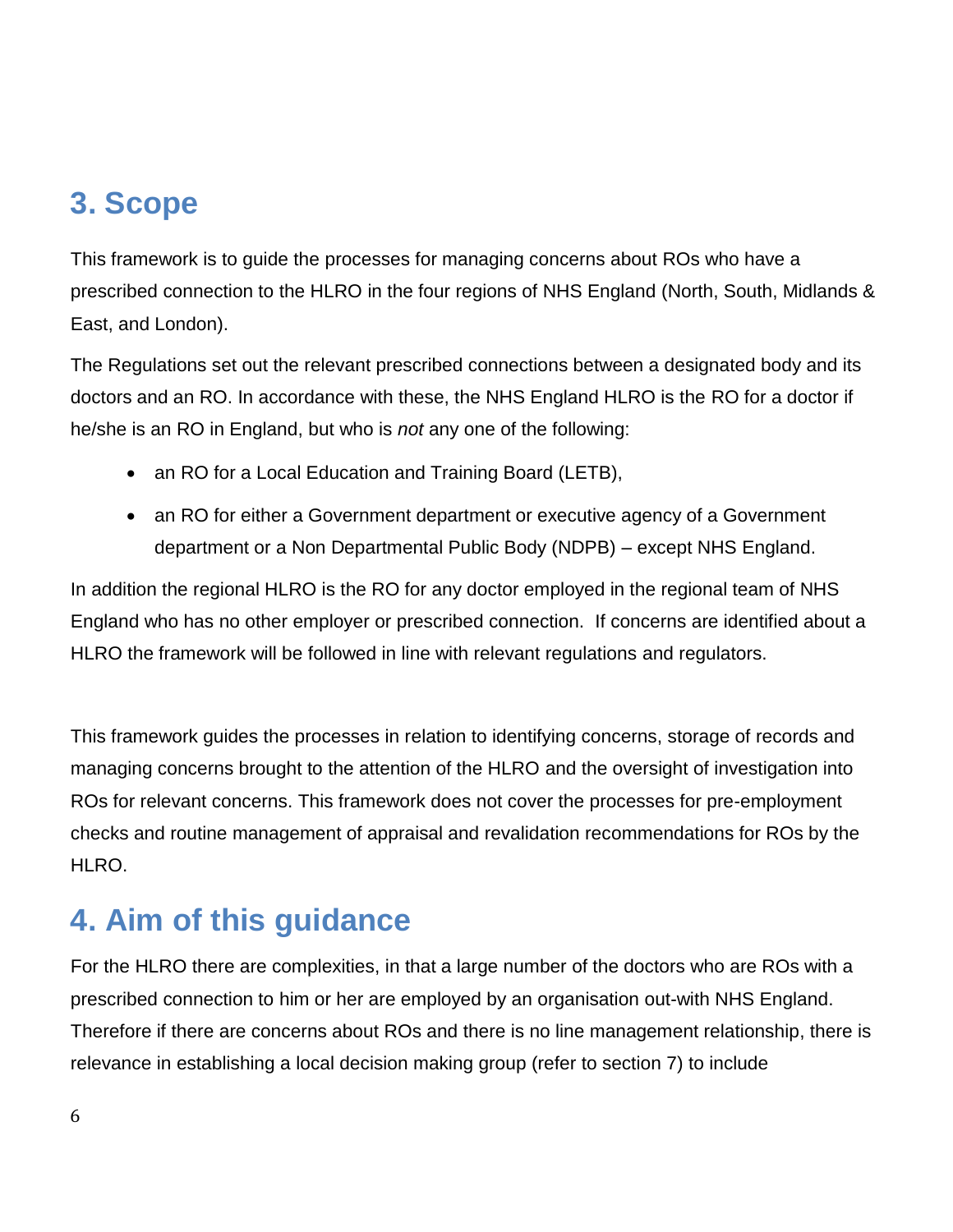## 3. Scope

This framework is to guide the processes for managing concerns about ROs who have a prescribed connection to the HLRO in the four regions of NHS England (North, South, Midlands & East, and London).

The Regulations set out the relevant prescribed connections between a designated body and its doctors and an RO. In accordance with these, the NHS England HLRO is the RO for a doctor if he/she is an RO in England, but who is *not* any one of the following:

- an RO for a Local Education and Training Board (LETB),
- an RO for either a Government department or executive agency of a Government department or a Non Departmental Public Body (NDPB) – except NHS England.

In addition the regional HLRO is the RO for any doctor employed in the regional team of NHS England who has no other employer or prescribed connection. If concerns are identified about a HLRO the framework will be followed in line with relevant regulations and regulators.

This framework guides the processes in relation to identifying concerns, storage of records and managing concerns brought to the attention of the HLRO and the oversight of investigation into ROs for relevant concerns. This framework does not cover the processes for pre-employment checks and routine management of appraisal and revalidation recommendations for ROs by the HLRO.

## 4. Aim of this guidance

For the HLRO there are complexities, in that a large number of the doctors who are ROs with a prescribed connection to him or her are employed by an organisation out-with NHS England. Therefore if there are concerns about ROs and there is no line management relationship, there is relevance in establishing a local decision making group (refer to section 7) to include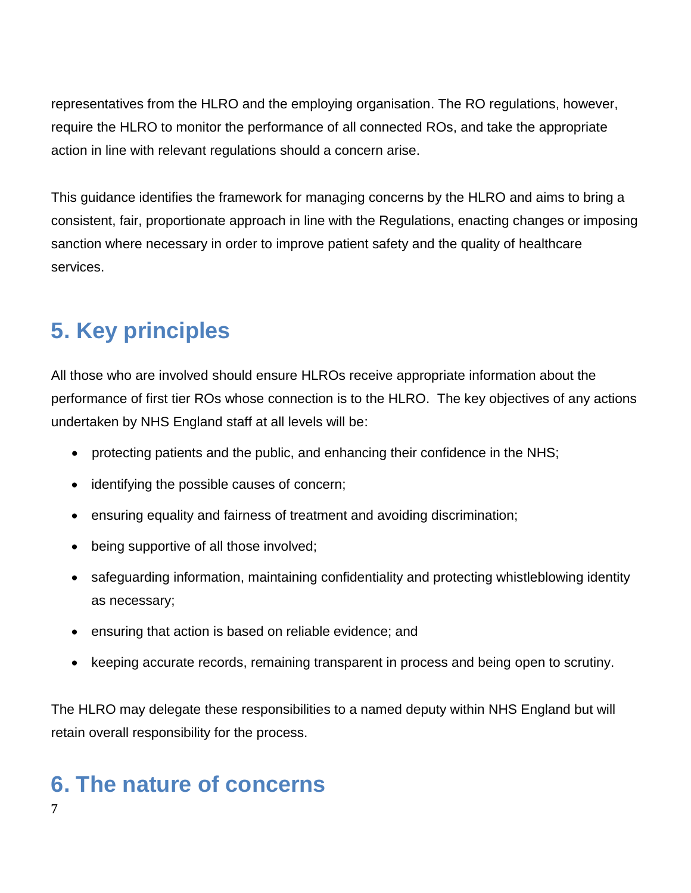representatives from the HLRO and the employing organisation. The RO regulations, however, require the HLRO to monitor the performance of all connected ROs, and take the appropriate action in line with relevant regulations should a concern arise.

This guidance identifies the framework for managing concerns by the HLRO and aims to bring a consistent, fair, proportionate approach in line with the Regulations, enacting changes or imposing sanction where necessary in order to improve patient safety and the quality of healthcare services.

## 5. Key principles

All those who are involved should ensure HLROs receive appropriate information about the performance of first tier ROs whose connection is to the HLRO. The key objectives of any actions undertaken by NHS England staff at all levels will be:

- protecting patients and the public, and enhancing their confidence in the NHS;
- identifying the possible causes of concern;
- ensuring equality and fairness of treatment and avoiding discrimination;
- being supportive of all those involved;
- safeguarding information, maintaining confidentiality and protecting whistleblowing identity as necessary;
- ensuring that action is based on reliable evidence; and
- keeping accurate records, remaining transparent in process and being open to scrutiny.

The HLRO may delegate these responsibilities to a named deputy within NHS England but will retain overall responsibility for the process.

## 6. The nature of concerns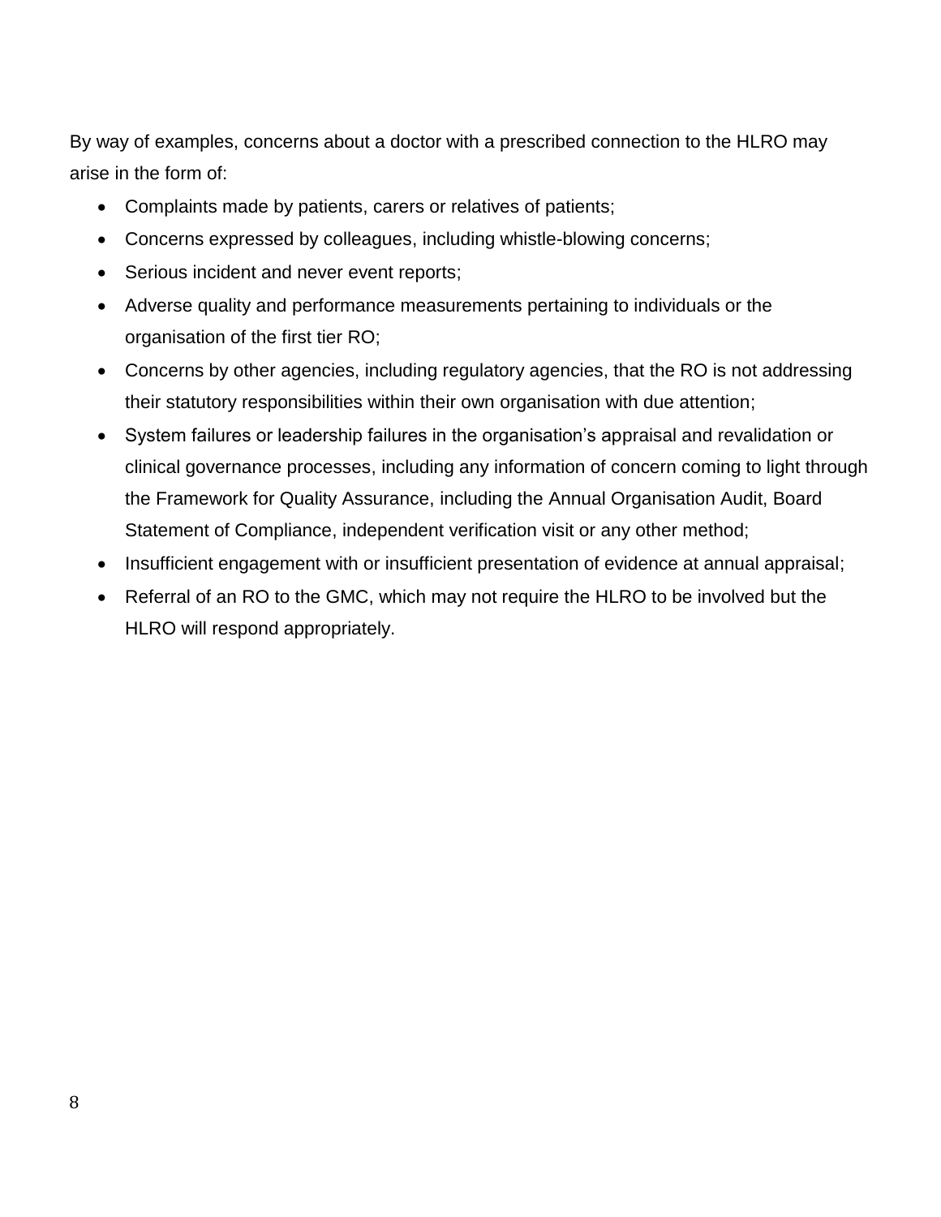By way of examples, concerns about a doctor with a prescribed connection to the HLRO may arise in the form of:

- Complaints made by patients, carers or relatives of patients;
- Concerns expressed by colleagues, including whistle-blowing concerns;
- Serious incident and never event reports;
- Adverse quality and performance measurements pertaining to individuals or the organisation of the first tier RO;
- Concerns by other agencies, including regulatory agencies, that the RO is not addressing their statutory responsibilities within their own organisation with due attention;
- System failures or leadership failures in the organisation's appraisal and revalidation or clinical governance processes, including any information of concern coming to light through the Framework for Quality Assurance, including the Annual Organisation Audit, Board Statement of Compliance, independent verification visit or any other method;
- Insufficient engagement with or insufficient presentation of evidence at annual appraisal;
- Referral of an RO to the GMC, which may not require the HLRO to be involved but the HLRO will respond appropriately.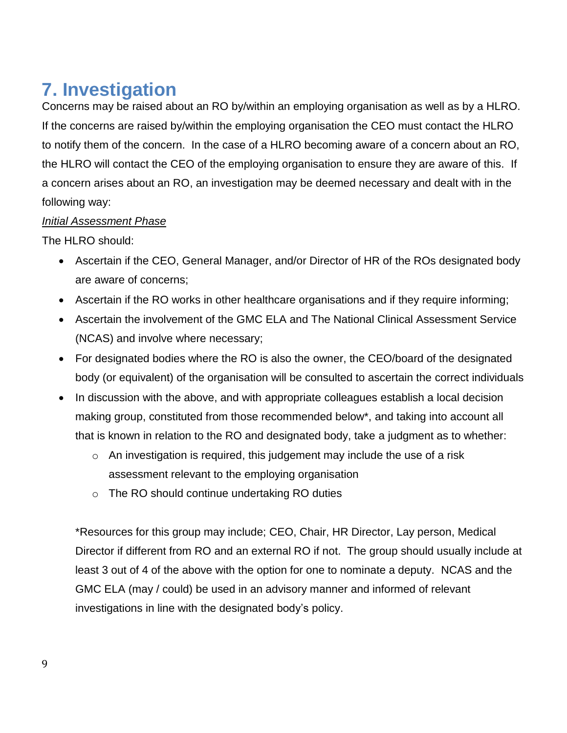## 7. Investigation

Concerns may be raised about an RO by/within an employing organisation as well as by a HLRO. If the concerns are raised by/within the employing organisation the CEO must contact the HLRO to notify them of the concern. In the case of a HLRO becoming aware of a concern about an RO, the HLRO will contact the CEO of the employing organisation to ensure they are aware of this. If a concern arises about an RO, an investigation may be deemed necessary and dealt with in the following way:

*Initial Assessment Phase*

The HLRO should:

- Ascertain if the CEO, General Manager, and/or Director of HR of the ROs designated body are aware of concerns;
- Ascertain if the RO works in other healthcare organisations and if they require informing;
- Ascertain the involvement of the GMC ELA and The National Clinical Assessment Service (NCAS) and involve where necessary;
- For designated bodies where the RO is also the owner, the CEO/board of the designated body (or equivalent) of the organisation will be consulted to ascertain the correct individuals
- In discussion with the above, and with appropriate colleagues establish a local decision making group, constituted from those recommended below*, and taking into account all that is known in relation to the RO and designated body, take a judgment as to whether:
    - An investigation is required, this judgement may include the use of a risk assessment relevant to the employing organisation
    - The RO should continue undertaking RO duties

  *Resources for this group may include; CEO, Chair, HR Director, Lay person, Medical Director if different from RO and an external RO if not. The group should usually include at least 3 out of 4 of the above with the option for one to nominate a deputy. NCAS and the GMC ELA (may / could) be used in an advisory manner and informed of relevant investigations in line with the designated body's policy.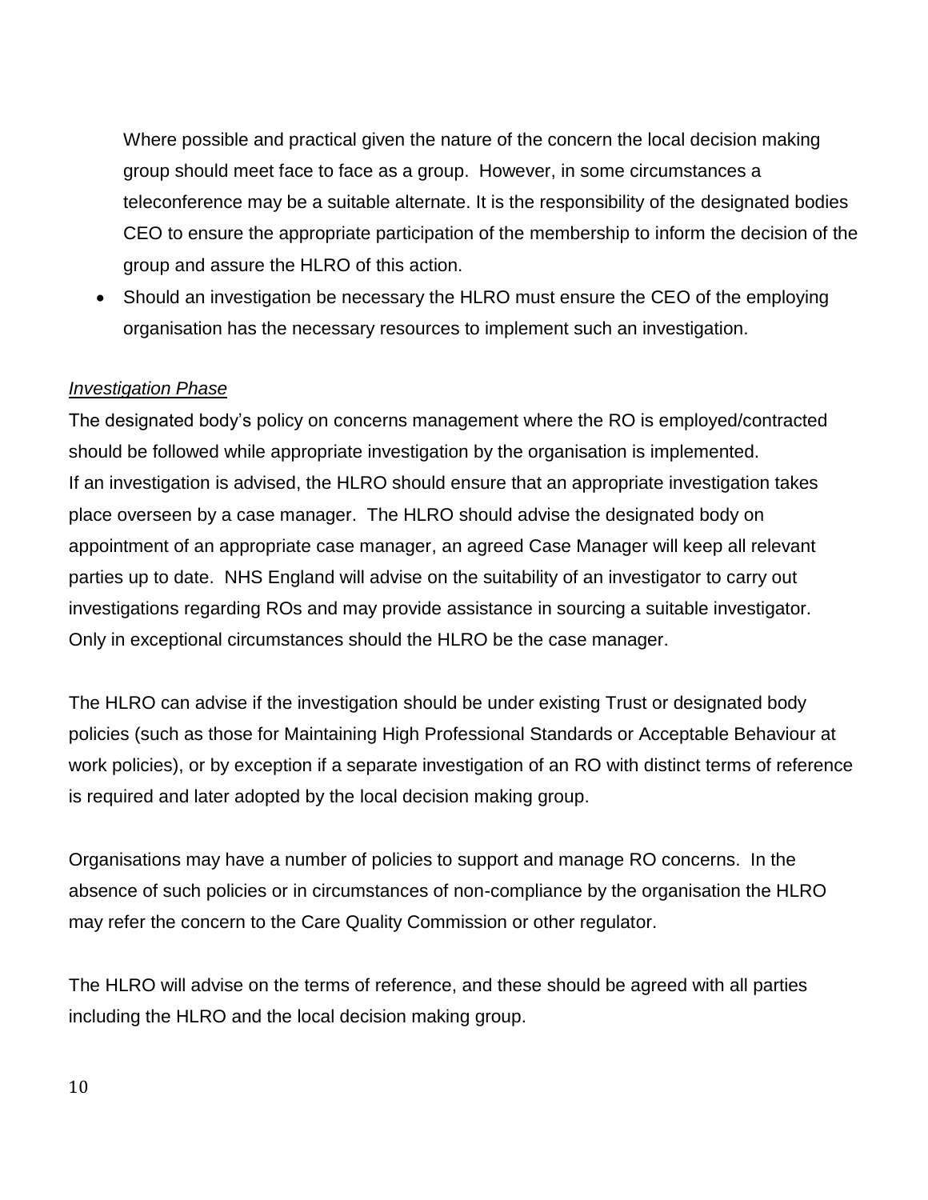Where possible and practical given the nature of the concern the local decision making group should meet face to face as a group. However, in some circumstances a teleconference may be a suitable alternate. It is the responsibility of the designated bodies CEO to ensure the appropriate participation of the membership to inform the decision of the group and assure the HLRO of this action.

- Should an investigation be necessary the HLRO must ensure the CEO of the employing organisation has the necessary resources to implement such an investigation.

*Investigation Phase*

The designated body's policy on concerns management where the RO is employed/contracted should be followed while appropriate investigation by the organisation is implemented.
If an investigation is advised, the HLRO should ensure that an appropriate investigation takes place overseen by a case manager. The HLRO should advise the designated body on appointment of an appropriate case manager, an agreed Case Manager will keep all relevant parties up to date. NHS England will advise on the suitability of an investigator to carry out investigations regarding ROs and may provide assistance in sourcing a suitable investigator. Only in exceptional circumstances should the HLRO be the case manager.

The HLRO can advise if the investigation should be under existing Trust or designated body policies (such as those for Maintaining High Professional Standards or Acceptable Behaviour at work policies), or by exception if a separate investigation of an RO with distinct terms of reference is required and later adopted by the local decision making group.

Organisations may have a number of policies to support and manage RO concerns. In the absence of such policies or in circumstances of non-compliance by the organisation the HLRO may refer the concern to the Care Quality Commission or other regulator.

The HLRO will advise on the terms of reference, and these should be agreed with all parties including the HLRO and the local decision making group.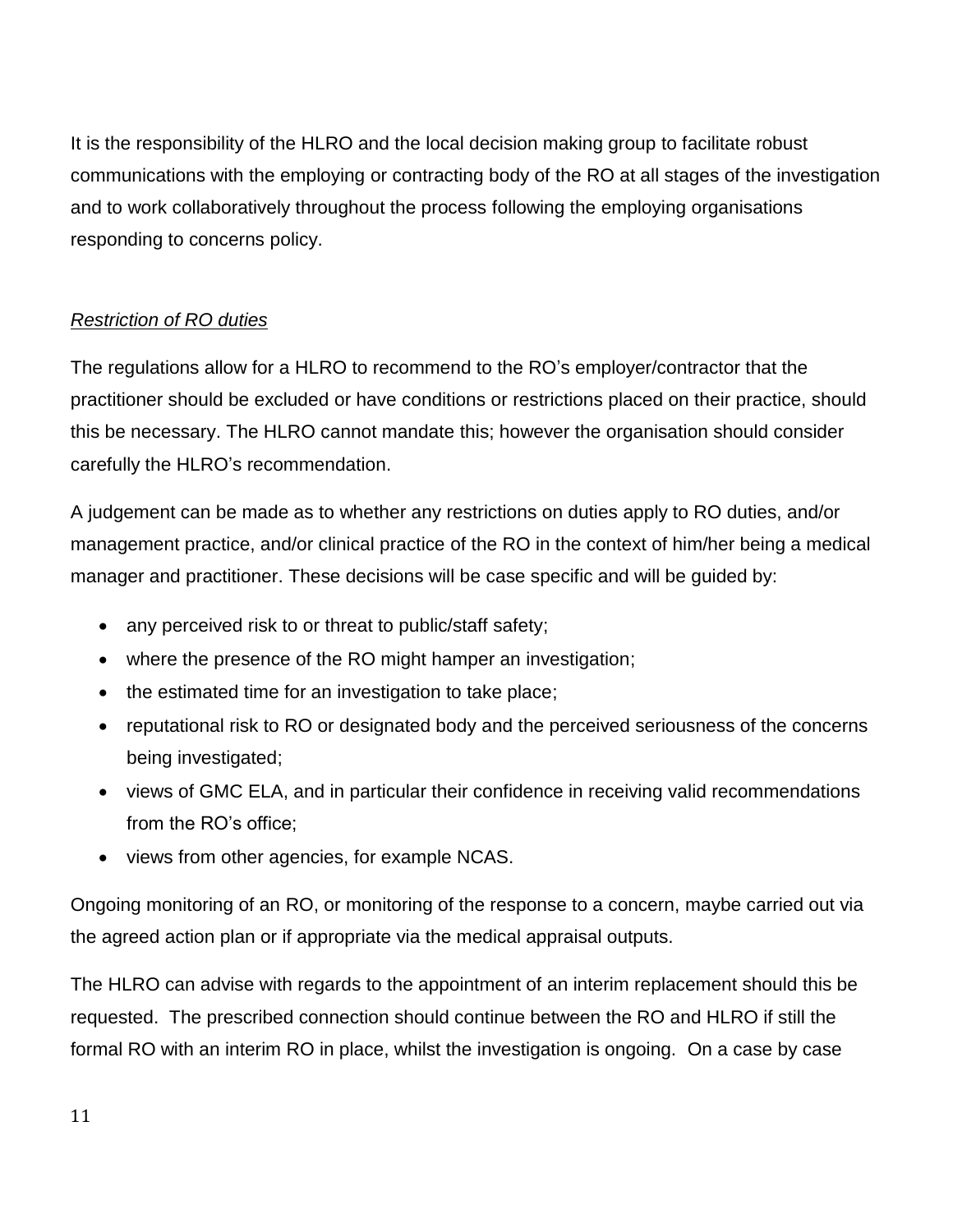It is the responsibility of the HLRO and the local decision making group to facilitate robust communications with the employing or contracting body of the RO at all stages of the investigation and to work collaboratively throughout the process following the employing organisations responding to concerns policy.

*Restriction of RO duties*

The regulations allow for a HLRO to recommend to the RO's employer/contractor that the practitioner should be excluded or have conditions or restrictions placed on their practice, should this be necessary. The HLRO cannot mandate this; however the organisation should consider carefully the HLRO's recommendation.

A judgement can be made as to whether any restrictions on duties apply to RO duties, and/or management practice, and/or clinical practice of the RO in the context of him/her being a medical manager and practitioner. These decisions will be case specific and will be guided by:

- any perceived risk to or threat to public/staff safety;
- where the presence of the RO might hamper an investigation;
- the estimated time for an investigation to take place;
- reputational risk to RO or designated body and the perceived seriousness of the concerns being investigated;
- views of GMC ELA, and in particular their confidence in receiving valid recommendations from the RO's office;
- views from other agencies, for example NCAS.

Ongoing monitoring of an RO, or monitoring of the response to a concern, maybe carried out via the agreed action plan or if appropriate via the medical appraisal outputs.

The HLRO can advise with regards to the appointment of an interim replacement should this be requested. The prescribed connection should continue between the RO and HLRO if still the formal RO with an interim RO in place, whilst the investigation is ongoing. On a case by case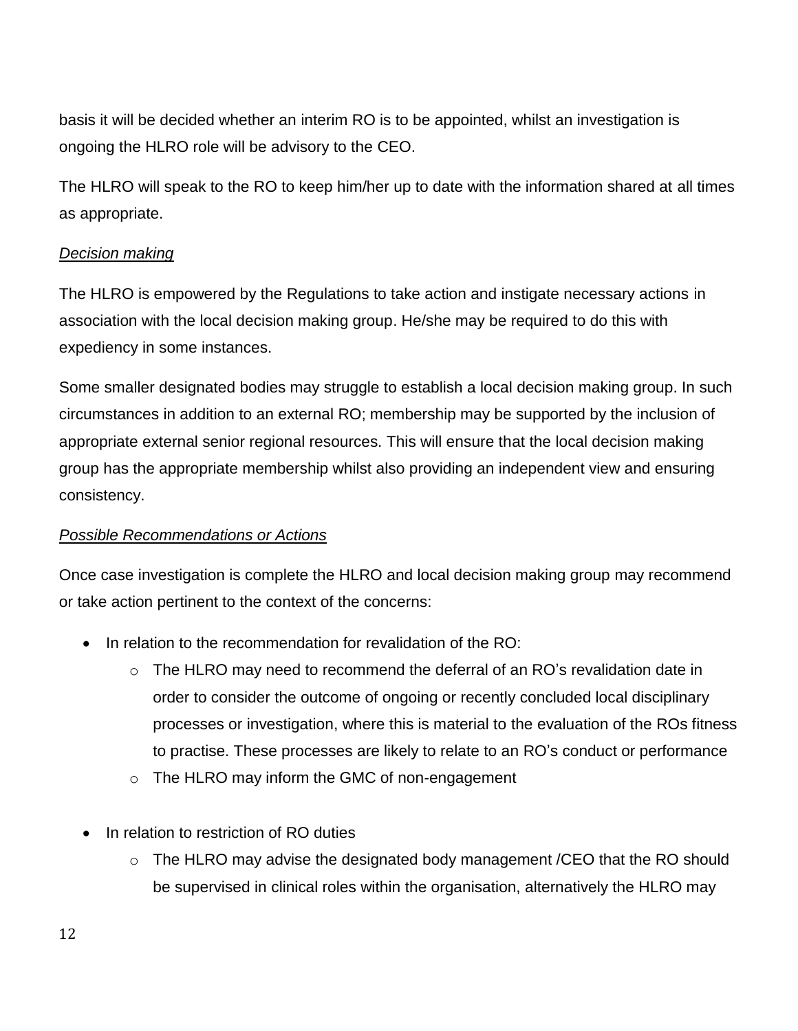basis it will be decided whether an interim RO is to be appointed, whilst an investigation is ongoing the HLRO role will be advisory to the CEO.

The HLRO will speak to the RO to keep him/her up to date with the information shared at all times as appropriate.

*Decision making*

The HLRO is empowered by the Regulations to take action and instigate necessary actions in association with the local decision making group. He/she may be required to do this with expediency in some instances.

Some smaller designated bodies may struggle to establish a local decision making group. In such circumstances in addition to an external RO; membership may be supported by the inclusion of appropriate external senior regional resources. This will ensure that the local decision making group has the appropriate membership whilst also providing an independent view and ensuring consistency.

*Possible Recommendations or Actions*

Once case investigation is complete the HLRO and local decision making group may recommend or take action pertinent to the context of the concerns:

- In relation to the recommendation for revalidation of the RO:
  - The HLRO may need to recommend the deferral of an RO's revalidation date in order to consider the outcome of ongoing or recently concluded local disciplinary processes or investigation, where this is material to the evaluation of the ROs fitness to practise. These processes are likely to relate to an RO's conduct or performance
  - The HLRO may inform the GMC of non-engagement

- In relation to restriction of RO duties
  - The HLRO may advise the designated body management /CEO that the RO should be supervised in clinical roles within the organisation, alternatively the HLRO may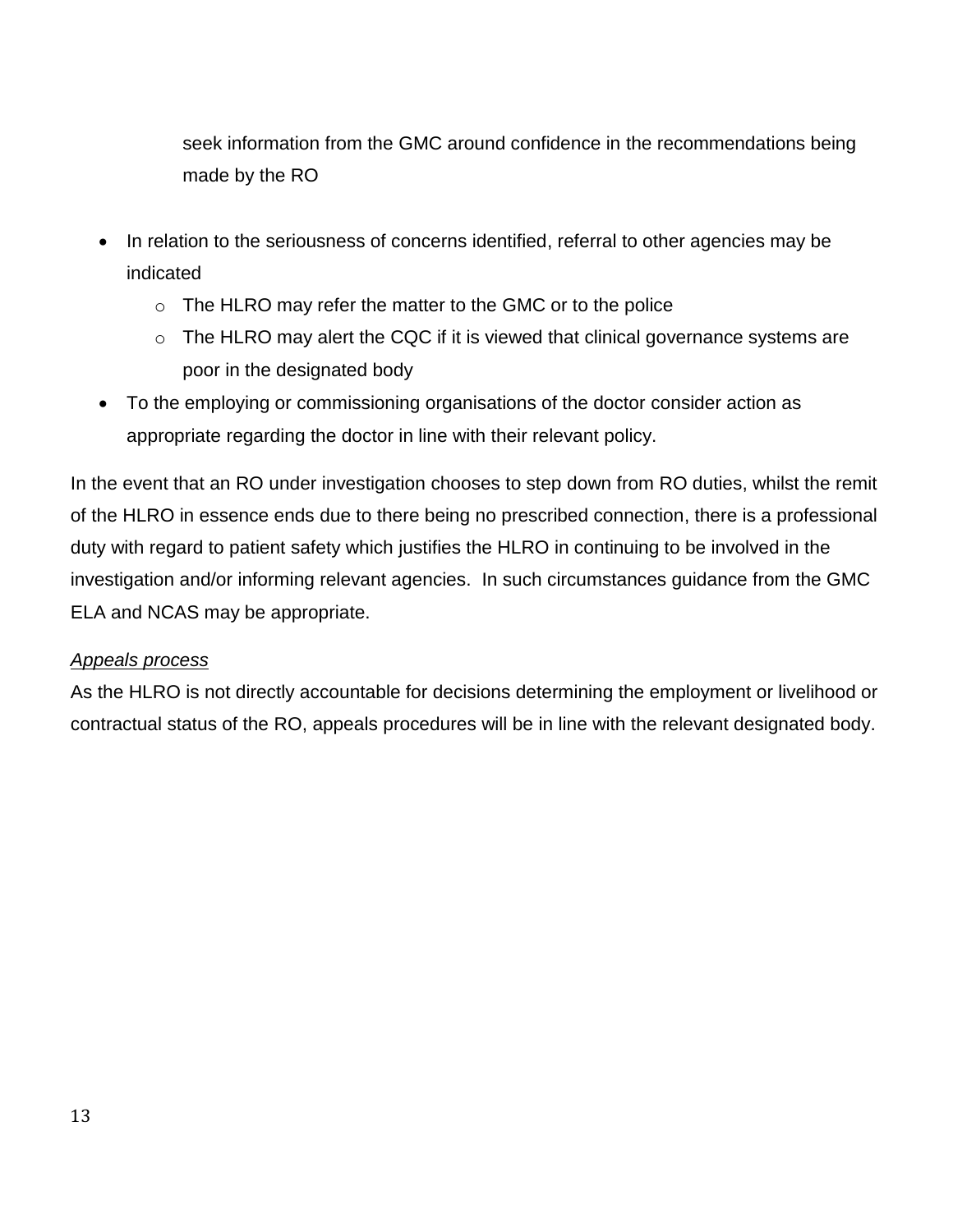seek information from the GMC around confidence in the recommendations being made by the RO

- In relation to the seriousness of concerns identified, referral to other agencies may be indicated
  - The HLRO may refer the matter to the GMC or to the police
  - The HLRO may alert the CQC if it is viewed that clinical governance systems are poor in the designated body
- To the employing or commissioning organisations of the doctor consider action as appropriate regarding the doctor in line with their relevant policy.

In the event that an RO under investigation chooses to step down from RO duties, whilst the remit of the HLRO in essence ends due to there being no prescribed connection, there is a professional duty with regard to patient safety which justifies the HLRO in continuing to be involved in the investigation and/or informing relevant agencies. In such circumstances guidance from the GMC ELA and NCAS may be appropriate.

*Appeals process*

As the HLRO is not directly accountable for decisions determining the employment or livelihood or contractual status of the RO, appeals procedures will be in line with the relevant designated body.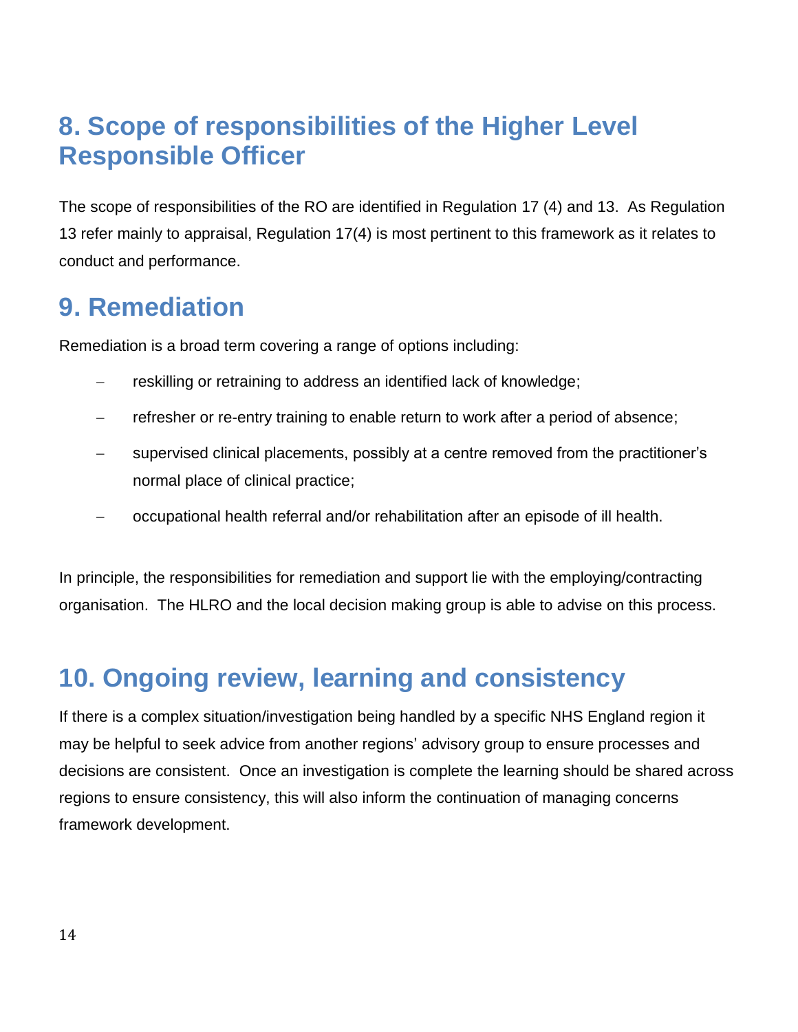## 8. Scope of responsibilities of the Higher Level Responsible Officer

The scope of responsibilities of the RO are identified in Regulation 17 (4) and 13. As Regulation 13 refer mainly to appraisal, Regulation 17(4) is most pertinent to this framework as it relates to conduct and performance.

## 9. Remediation

Remediation is a broad term covering a range of options including:

- reskilling or retraining to address an identified lack of knowledge;
- refresher or re-entry training to enable return to work after a period of absence;
- supervised clinical placements, possibly at a centre removed from the practitioner's normal place of clinical practice;
- occupational health referral and/or rehabilitation after an episode of ill health.

In principle, the responsibilities for remediation and support lie with the employing/contracting organisation. The HLRO and the local decision making group is able to advise on this process.

## 10. Ongoing review, learning and consistency

If there is a complex situation/investigation being handled by a specific NHS England region it may be helpful to seek advice from another regions' advisory group to ensure processes and decisions are consistent. Once an investigation is complete the learning should be shared across regions to ensure consistency, this will also inform the continuation of managing concerns framework development.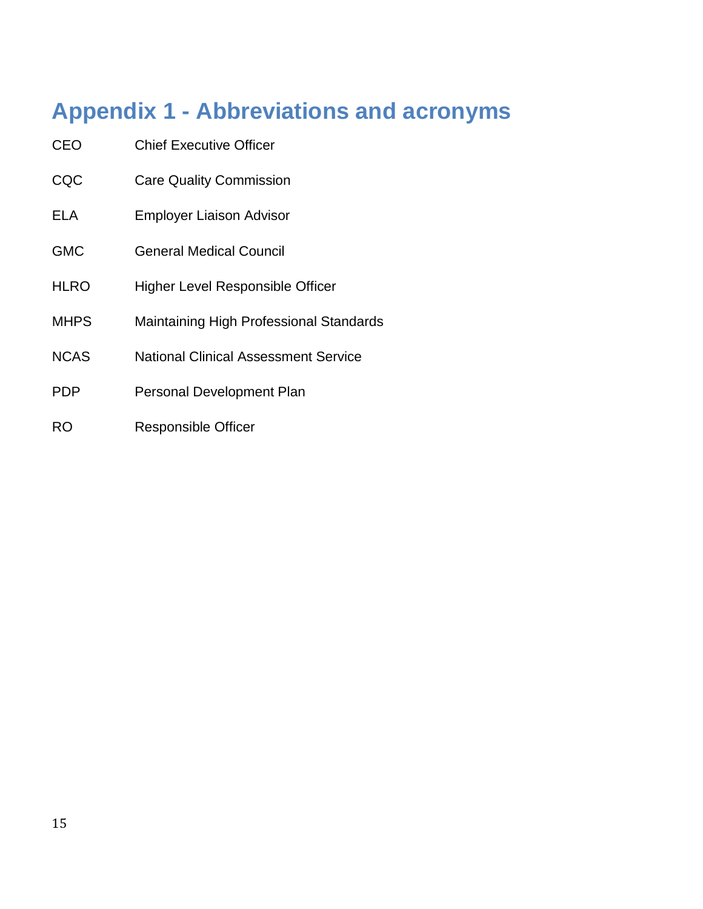# Appendix 1 - Abbreviations and acronyms

| | |
|---|---|
| CEO | Chief Executive Officer |
| CQC | Care Quality Commission |
| ELA | Employer Liaison Advisor |
| GMC | General Medical Council |
| HLRO | Higher Level Responsible Officer |
| MHPS | Maintaining High Professional Standards |
| NCAS | National Clinical Assessment Service |
| PDP | Personal Development Plan |
| RO | Responsible Officer |